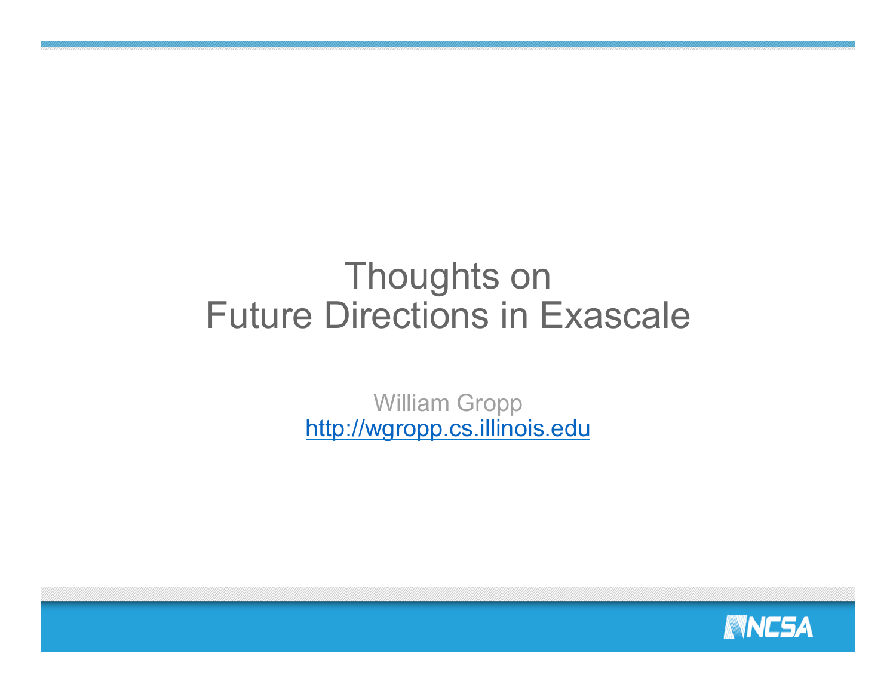# Thoughts on Future Directions in Exascale

William Gropp
http://wgropp.cs.illinois.edu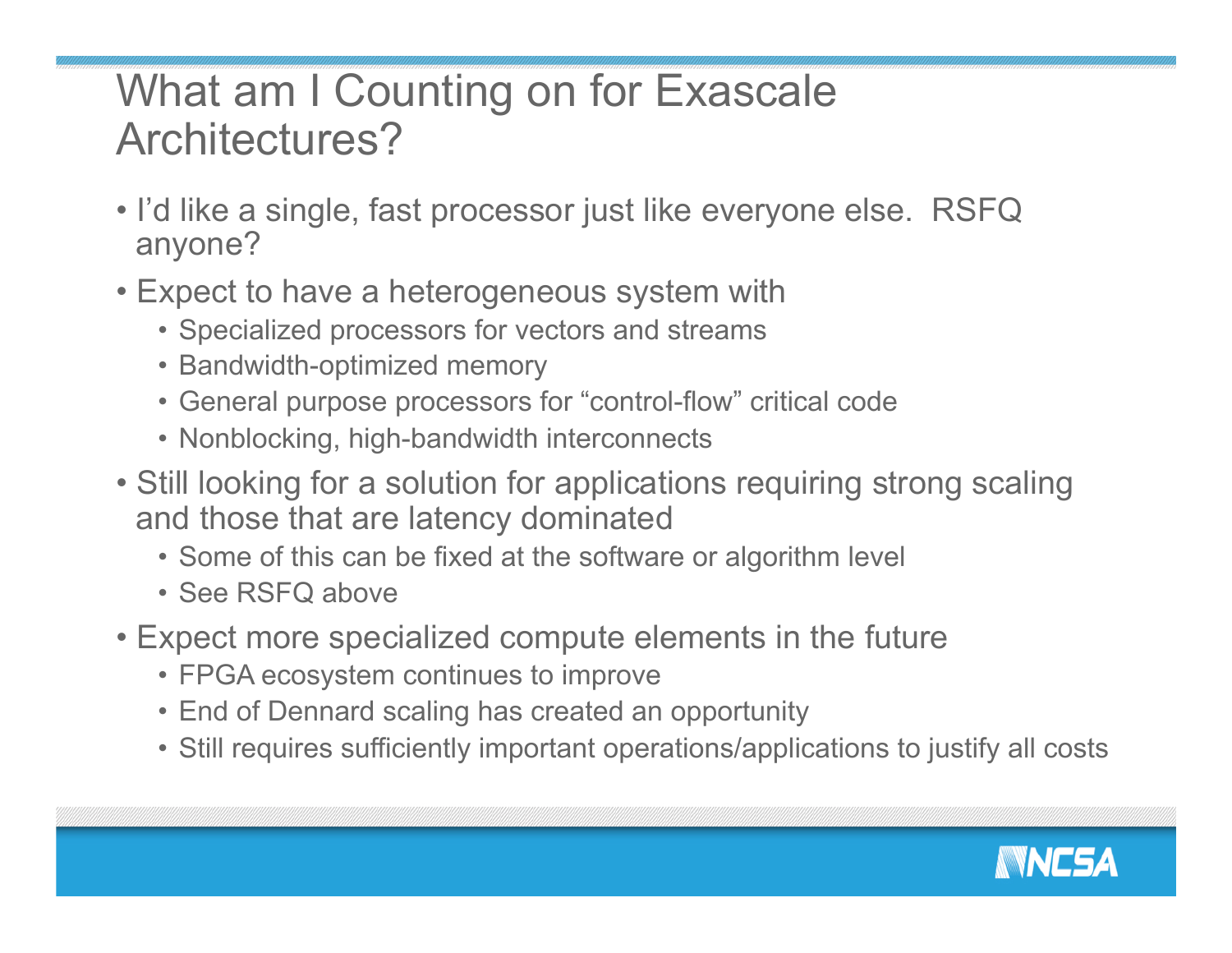# What am I Counting on for Exascale Architectures?

- I'd like a single, fast processor just like everyone else. RSFQ anyone?
- Expect to have a heterogeneous system with
  - Specialized processors for vectors and streams
  - Bandwidth-optimized memory
  - General purpose processors for "control-flow" critical code
  - Nonblocking, high-bandwidth interconnects
- Still looking for a solution for applications requiring strong scaling and those that are latency dominated
  - Some of this can be fixed at the software or algorithm level
  - See RSFQ above
- Expect more specialized compute elements in the future
  - FPGA ecosystem continues to improve
  - End of Dennard scaling has created an opportunity
  - Still requires sufficiently important operations/applications to justify all costs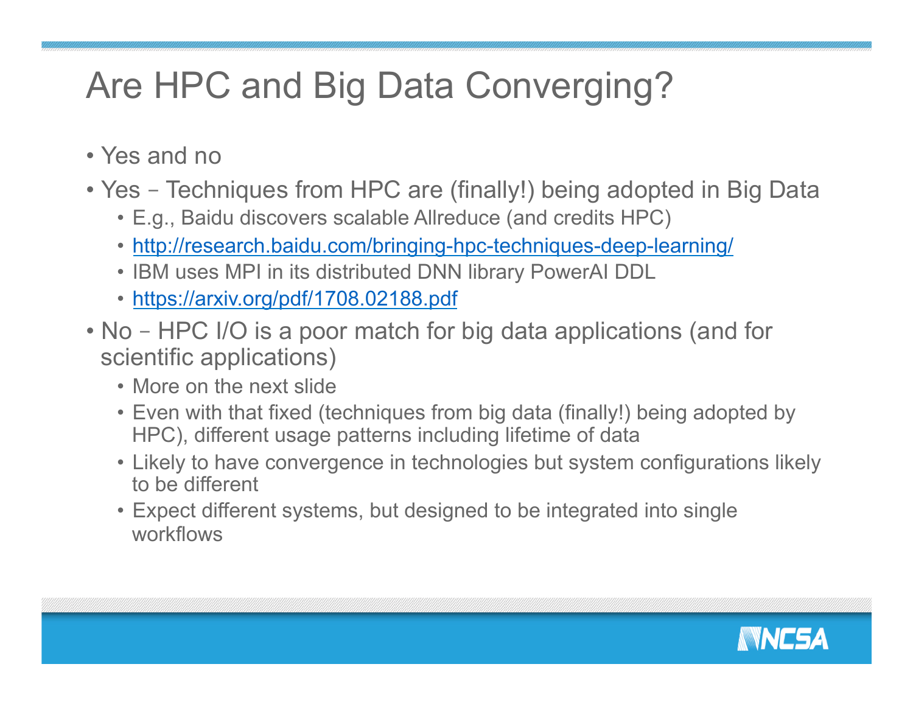# Are HPC and Big Data Converging?

- Yes and no
- Yes – Techniques from HPC are (finally!) being adopted in Big Data
  - E.g., Baidu discovers scalable Allreduce (and credits HPC)
  - [http://research.baidu.com/bringing-hpc-techniques-deep-learning/](http://research.baidu.com/bringing-hpc-techniques-deep-learning/)
  - IBM uses MPI in its distributed DNN library PowerAI DDL
  - [https://arxiv.org/pdf/1708.02188.pdf](https://arxiv.org/pdf/1708.02188.pdf)
- No – HPC I/O is a poor match for big data applications (and for scientific applications)
  - More on the next slide
  - Even with that fixed (techniques from big data (finally!) being adopted by HPC), different usage patterns including lifetime of data
  - Likely to have convergence in technologies but system configurations likely to be different
  - Expect different systems, but designed to be integrated into single workflows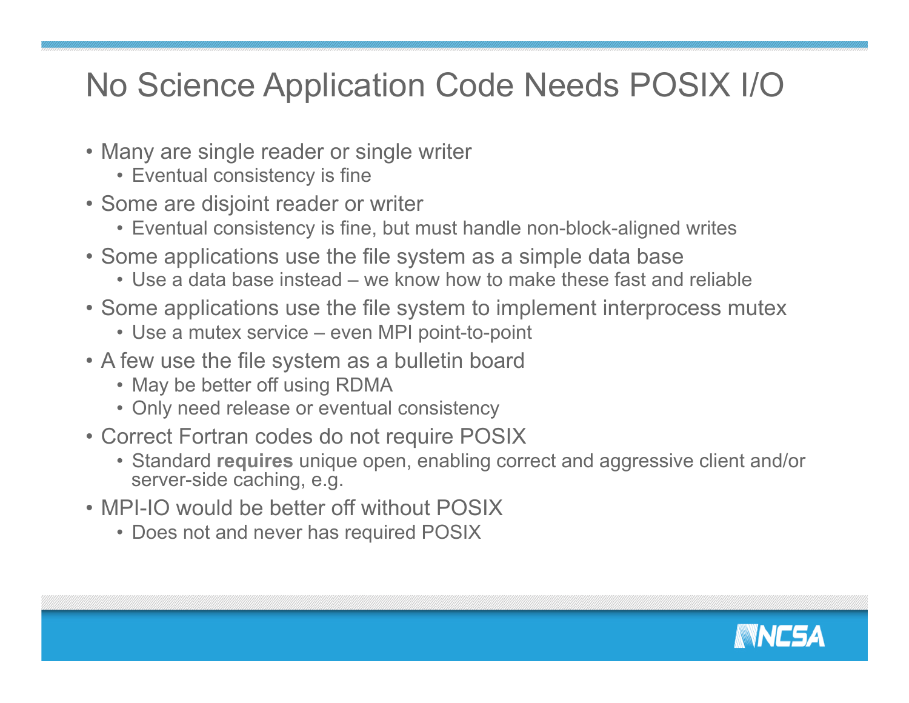# No Science Application Code Needs POSIX I/O

- Many are single reader or single writer
  - Eventual consistency is fine
- Some are disjoint reader or writer
  - Eventual consistency is fine, but must handle non-block-aligned writes
- Some applications use the file system as a simple data base
  - Use a data base instead – we know how to make these fast and reliable
- Some applications use the file system to implement interprocess mutex
  - Use a mutex service – even MPI point-to-point
- A few use the file system as a bulletin board
  - May be better off using RDMA
  - Only need release or eventual consistency
- Correct Fortran codes do not require POSIX
  - Standard **requires** unique open, enabling correct and aggressive client and/or server-side caching, e.g.
- MPI-IO would be better off without POSIX
  - Does not and never has required POSIX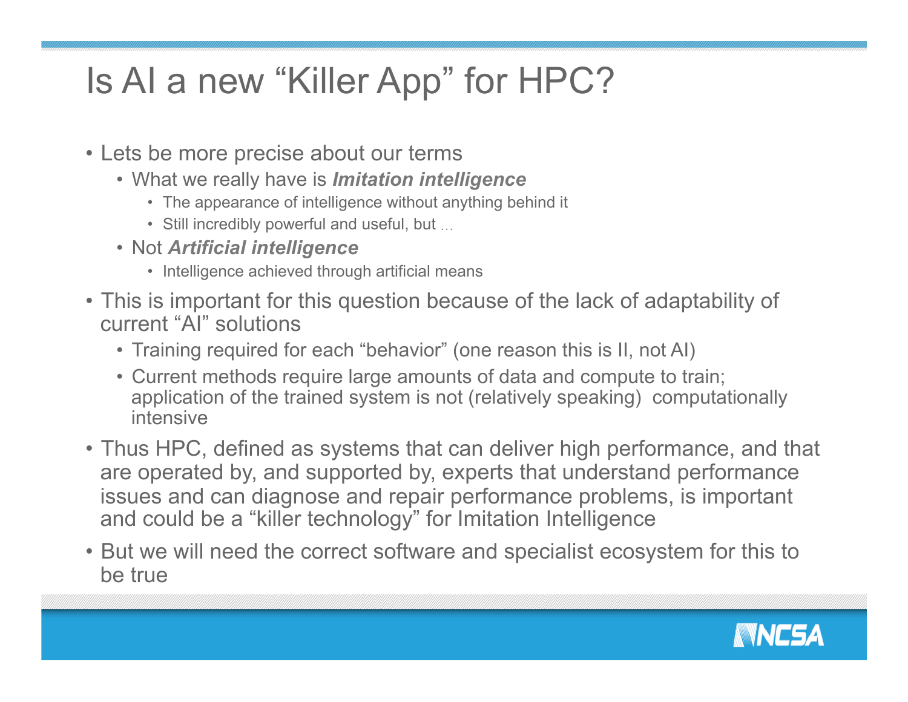# Is AI a new "Killer App" for HPC?

- Lets be more precise about our terms
  - What we really have is ***Imitation intelligence***
    - The appearance of intelligence without anything behind it
    - Still incredibly powerful and useful, but …
  - Not ***Artificial intelligence***
    - Intelligence achieved through artificial means
- This is important for this question because of the lack of adaptability of current "AI" solutions
  - Training required for each "behavior" (one reason this is II, not AI)
  - Current methods require large amounts of data and compute to train; application of the trained system is not (relatively speaking) computationally intensive
- Thus HPC, defined as systems that can deliver high performance, and that are operated by, and supported by, experts that understand performance issues and can diagnose and repair performance problems, is important and could be a "killer technology" for Imitation Intelligence
- But we will need the correct software and specialist ecosystem for this to be true